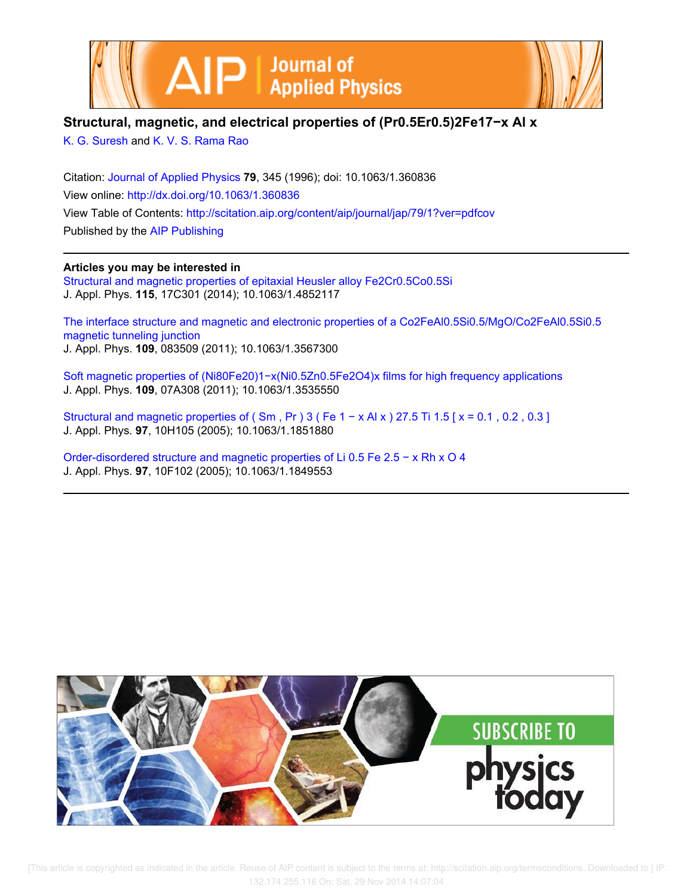# Structural, magnetic, and electrical properties of $(Pr_{0.5}Er_{0.5})_2Fe_{17-x}Al_x$

K. G. Suresh and K. V. S. Rama Rao

Citation: Journal of Applied Physics **79**, 345 (1996); doi: 10.1063/1.360836

View online: http://dx.doi.org/10.1063/1.360836

View Table of Contents: http://scitation.aip.org/content/aip/journal/jap/79/1?ver=pdfcov

Published by the AIP Publishing

**Articles you may be interested in**

Structural and magnetic properties of epitaxial Heusler alloy $Fe_2Cr_{0.5}Co_{0.5}Si$
J. Appl. Phys. **115**, 17C301 (2014); 10.1063/1.4852117

The interface structure and magnetic and electronic properties of a $Co_2FeAl_{0.5}Si_{0.5}$/MgO/$Co_2FeAl_{0.5}Si_{0.5}$ magnetic tunneling junction
J. Appl. Phys. **109**, 083509 (2011); 10.1063/1.3567300

Soft magnetic properties of $(Ni_{80}Fe_{20})_{1-x}(Ni_{0.5}Zn_{0.5}Fe_2O_4)_x$ films for high frequency applications
J. Appl. Phys. **109**, 07A308 (2011); 10.1063/1.3535550

Structural and magnetic properties of $(Sm, Pr)_3(Fe_{1-x}Al_x)_{27.5}Ti_{1.5}$ [$x = 0.1, 0.2, 0.3$]
J. Appl. Phys. **97**, 10H105 (2005); 10.1063/1.1851880

Order-disordered structure and magnetic properties of $Li_{0.5}Fe_{2.5-x}Rh_xO_4$
J. Appl. Phys. **97**, 10F102 (2005); 10.1063/1.1849553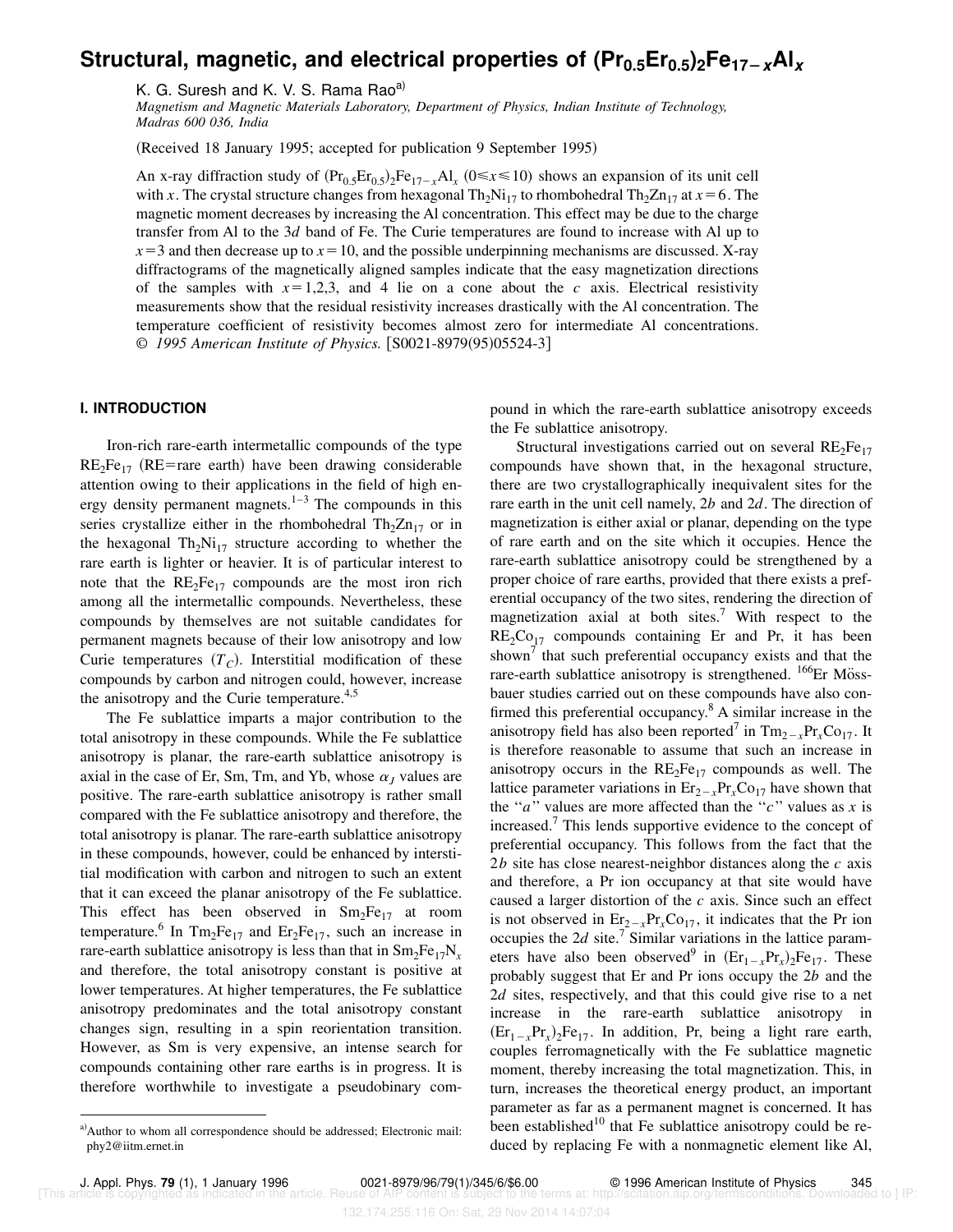# Structural, magnetic, and electrical properties of $(Pr_{0.5}Er_{0.5})_2Fe_{17-x}Al_x$

K. G. Suresh and K. V. S. Rama Rao[a]

*Magnetism and Magnetic Materials Laboratory, Department of Physics, Indian Institute of Technology, Madras 600 036, India*

(Received 18 January 1995; accepted for publication 9 September 1995)

An x-ray diffraction study of $(Pr_{0.5}Er_{0.5})_2Fe_{17-x}Al_x$ $(0 \leq x \leq 10)$ shows an expansion of its unit cell with $x$. The crystal structure changes from hexagonal $Th_2Ni_{17}$ to rhombohedral $Th_2Zn_{17}$ at $x=6$. The magnetic moment decreases by increasing the Al concentration. This effect may be due to the charge transfer from Al to the 3$d$ band of Fe. The Curie temperatures are found to increase with Al up to $x=3$ and then decrease up to $x=10$, and the possible underpinning mechanisms are discussed. X-ray diffractograms of the magnetically aligned samples indicate that the easy magnetization directions of the samples with $x=1,2,3$, and 4 lie on a cone about the $c$ axis. Electrical resistivity measurements show that the residual resistivity increases drastically with the Al concentration. The temperature coefficient of resistivity becomes almost zero for intermediate Al concentrations. © *1995 American Institute of Physics.* [S0021-8979(95)05524-3]

## I. INTRODUCTION

Iron-rich rare-earth intermetallic compounds of the type $RE_2Fe_{17}$ (RE=rare earth) have been drawing considerable attention owing to their applications in the field of high energy density permanent magnets.[1–3] The compounds in this series crystallize either in the rhombohedral $Th_2Zn_{17}$ or in the hexagonal $Th_2Ni_{17}$ structure according to whether the rare earth is lighter or heavier. It is of particular interest to note that the $RE_2Fe_{17}$ compounds are the most iron rich among all the intermetallic compounds. Nevertheless, these compounds by themselves are not suitable candidates for permanent magnets because of their low anisotropy and low Curie temperatures ($T_C$). Interstitial modification of these compounds by carbon and nitrogen could, however, increase the anisotropy and the Curie temperature.[4,5]

The Fe sublattice imparts a major contribution to the total anisotropy in these compounds. While the Fe sublattice anisotropy is planar, the rare-earth sublattice anisotropy is axial in the case of Er, Sm, Tm, and Yb, whose $\alpha_J$ values are positive. The rare-earth sublattice anisotropy is rather small compared with the Fe sublattice anisotropy and therefore, the total anisotropy is planar. The rare-earth sublattice anisotropy in these compounds, however, could be enhanced by interstitial modification with carbon and nitrogen to such an extent that it can exceed the planar anisotropy of the Fe sublattice. This effect has been observed in $Sm_2Fe_{17}$ at room temperature.[6] In $Tm_2Fe_{17}$ and $Er_2Fe_{17}$, such an increase in rare-earth sublattice anisotropy is less than that in $Sm_2Fe_{17}N_x$ and therefore, the total anisotropy constant is positive at lower temperatures. At higher temperatures, the Fe sublattice anisotropy predominates and the total anisotropy constant changes sign, resulting in a spin reorientation transition. However, as Sm is very expensive, an intense search for compounds containing other rare earths is in progress. It is therefore worthwhile to investigate a pseudobinary compound in which the rare-earth sublattice anisotropy exceeds the Fe sublattice anisotropy.

Structural investigations carried out on several $RE_2Fe_{17}$ compounds have shown that, in the hexagonal structure, there are two crystallographically inequivalent sites for the rare earth in the unit cell namely, 2$b$ and 2$d$. The direction of magnetization is either axial or planar, depending on the type of rare earth and on the site which it occupies. Hence the rare-earth sublattice anisotropy could be strengthened by a proper choice of rare earths, provided that there exists a preferential occupancy of the two sites, rendering the direction of magnetization axial at both sites.[7] With respect to the $RE_2Co_{17}$ compounds containing Er and Pr, it has been shown[7] that such preferential occupancy exists and that the rare-earth sublattice anisotropy is strengthened. $^{166}$Er Mössbauer studies carried out on these compounds have also confirmed this preferential occupancy.[8] A similar increase in the anisotropy field has also been reported[7] in $Tm_{2-x}Pr_xCo_{17}$. It is therefore reasonable to assume that such an increase in anisotropy occurs in the $RE_2Fe_{17}$ compounds as well. The lattice parameter variations in $Er_{2-x}Pr_xCo_{17}$ have shown that the "$a$" values are more affected than the "$c$" values as $x$ is increased.[7] This lends supportive evidence to the concept of preferential occupancy. This follows from the fact that the 2$b$ site has close nearest-neighbor distances along the $c$ axis and therefore, a Pr ion occupancy at that site would have caused a larger distortion of the $c$ axis. Since such an effect is not observed in $Er_{2-x}Pr_xCo_{17}$, it indicates that the Pr ion occupies the 2$d$ site.[7] Similar variations in the lattice parameters have also been observed[9] in $(Er_{1-x}Pr_x)_2Fe_{17}$. These probably suggest that Er and Pr ions occupy the 2$b$ and the 2$d$ sites, respectively, and that this could give rise to a net increase in the rare-earth sublattice anisotropy in $(Er_{1-x}Pr_x)_2Fe_{17}$. In addition, Pr, being a light rare earth, couples ferromagnetically with the Fe sublattice magnetic moment, thereby increasing the total magnetization. This, in turn, increases the theoretical energy product, an important parameter as far as a permanent magnet is concerned. It has been established[10] that Fe sublattice anisotropy could be reduced by replacing Fe with a nonmagnetic element like Al,

[a]Author to whom all correspondence should be addressed; Electronic mail: phy2@iitm.ernet.in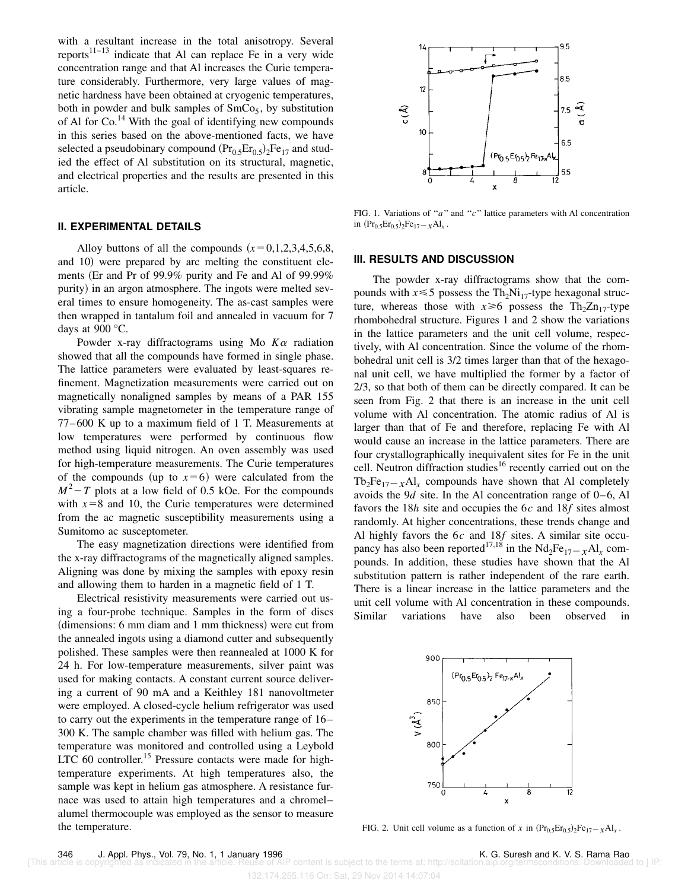with a resultant increase in the total anisotropy. Several reports[11–13] indicate that Al can replace Fe in a very wide concentration range and that Al increases the Curie temperature considerably. Furthermore, very large values of magnetic hardness have been obtained at cryogenic temperatures, both in powder and bulk samples of $SmCo_5$, by substitution of Al for Co.[14] With the goal of identifying new compounds in this series based on the above-mentioned facts, we have selected a pseudobinary compound $(Pr_{0.5}Er_{0.5})_2Fe_{17}$ and studied the effect of Al substitution on its structural, magnetic, and electrical properties and the results are presented in this article.

## II. EXPERIMENTAL DETAILS

Alloy buttons of all the compounds ($x$=0,1,2,3,4,5,6,8, and 10) were prepared by arc melting the constituent elements (Er and Pr of 99.9% purity and Fe and Al of 99.99% purity) in an argon atmosphere. The ingots were melted several times to ensure homogeneity. The as-cast samples were then wrapped in tantalum foil and annealed in vacuum for 7 days at 900 °C.

Powder x-ray diffractograms using Mo $K\alpha$ radiation showed that all the compounds have formed in single phase. The lattice parameters were evaluated by least-squares refinement. Magnetization measurements were carried out on magnetically nonaligned samples by means of a PAR 155 vibrating sample magnetometer in the temperature range of 77–600 K up to a maximum field of 1 T. Measurements at low temperatures were performed by continuous flow method using liquid nitrogen. An oven assembly was used for high-temperature measurements. The Curie temperatures of the compounds (up to $x$=6) were calculated from the $M^2-T$ plots at a low field of 0.5 kOe. For the compounds with $x$=8 and 10, the Curie temperatures were determined from the ac magnetic susceptibility measurements using a Sumitomo ac susceptometer.

The easy magnetization directions were identified from the x-ray diffractograms of the magnetically aligned samples. Aligning was done by mixing the samples with epoxy resin and allowing them to harden in a magnetic field of 1 T.

Electrical resistivity measurements were carried out using a four-probe technique. Samples in the form of discs (dimensions: 6 mm diam and 1 mm thickness) were cut from the annealed ingots using a diamond cutter and subsequently polished. These samples were then reannealed at 1000 K for 24 h. For low-temperature measurements, silver paint was used for making contacts. A constant current source delivering a current of 90 mA and a Keithley 181 nanovoltmeter were employed. A closed-cycle helium refrigerator was used to carry out the experiments in the temperature range of 16–300 K. The sample chamber was filled with helium gas. The temperature was monitored and controlled using a Leybold LTC 60 controller.[15] Pressure contacts were made for high-temperature experiments. At high temperatures also, the sample was kept in helium gas atmosphere. A resistance furnace was used to attain high temperatures and a chromel–alumel thermocouple was employed as the sensor to measure the temperature.

FIG. 1. Variations of "$a$" and "$c$" lattice parameters with Al concentration in $(Pr_{0.5}Er_{0.5})_2Fe_{17-x}Al_x$.

## III. RESULTS AND DISCUSSION

The powder x-ray diffractograms show that the compounds with $x\leq5$ possess the $Th_2Ni_{17}$-type hexagonal structure, whereas those with $x\geq6$ possess the $Th_2Zn_{17}$-type rhombohedral structure. Figures 1 and 2 show the variations in the lattice parameters and the unit cell volume, respectively, with Al concentration. Since the volume of the rhombohedral unit cell is 3/2 times larger than that of the hexagonal unit cell, we have multiplied the former by a factor of 2/3, so that both of them can be directly compared. It can be seen from Fig. 2 that there is an increase in the unit cell volume with Al concentration. The atomic radius of Al is larger than that of Fe and therefore, replacing Fe with Al would cause an increase in the lattice parameters. There are four crystallographically inequivalent sites for Fe in the unit cell. Neutron diffraction studies[16] recently carried out on the $Tb_2Fe_{17-x}Al_x$ compounds have shown that Al completely avoids the 9$d$ site. In the Al concentration range of 0–6, Al favors the 18$h$ site and occupies the 6$c$ and 18$f$ sites almost randomly. At higher concentrations, these trends change and Al highly favors the 6$c$ and 18$f$ sites. A similar site occupancy has also been reported[17,18] in the $Nd_2Fe_{17-x}Al_x$ compounds. In addition, these studies have shown that the Al substitution pattern is rather independent of the rare earth. There is a linear increase in the lattice parameters and the unit cell volume with Al concentration in these compounds. Similar variations have also been observed in

FIG. 2. Unit cell volume as a function of $x$ in $(Pr_{0.5}Er_{0.5})_2Fe_{17-x}Al_x$.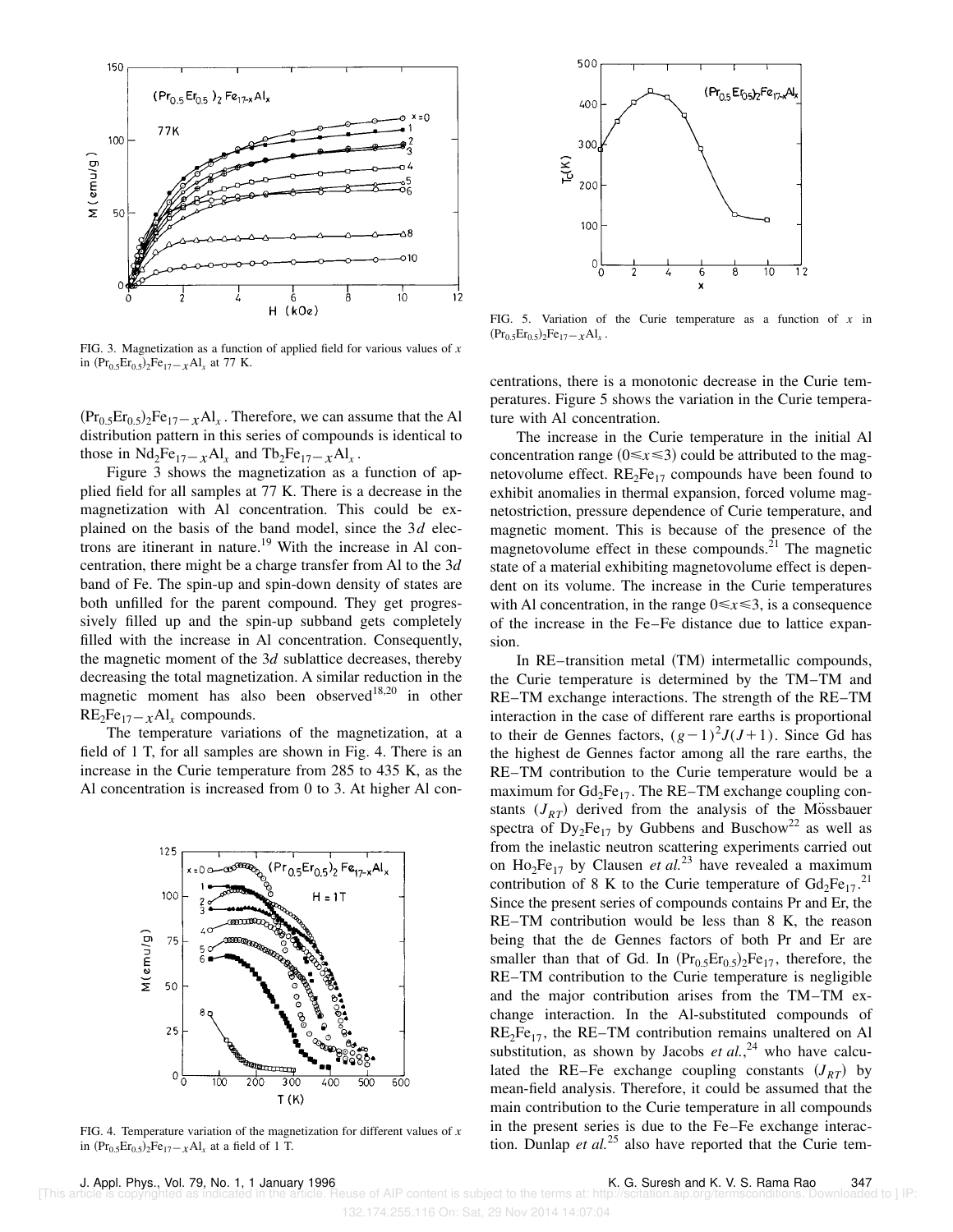FIG. 3. Magnetization as a function of applied field for various values of $x$ in $(Pr_{0.5}Er_{0.5})_2Fe_{17-x}Al_x$ at 77 K.

$(Pr_{0.5}Er_{0.5})_2Fe_{17-x}Al_x$. Therefore, we can assume that the Al distribution pattern in this series of compounds is identical to those in $Nd_2Fe_{17-x}Al_x$ and $Tb_2Fe_{17-x}Al_x$.

Figure 3 shows the magnetization as a function of applied field for all samples at 77 K. There is a decrease in the magnetization with Al concentration. This could be explained on the basis of the band model, since the $3d$ electrons are itinerant in nature.[19] With the increase in Al concentration, there might be a charge transfer from Al to the $3d$ band of Fe. The spin-up and spin-down density of states are both unfilled for the parent compound. They get progressively filled up and the spin-up subband gets completely filled with the increase in Al concentration. Consequently, the magnetic moment of the $3d$ sublattice decreases, thereby decreasing the total magnetization. A similar reduction in the magnetic moment has also been observed[18,20] in other $RE_2Fe_{17-x}Al_x$ compounds.

The temperature variations of the magnetization, at a field of 1 T, for all samples are shown in Fig. 4. There is an increase in the Curie temperature from 285 to 435 K, as the Al concentration is increased from 0 to 3. At higher Al concentrations, there is a monotonic decrease in the Curie temperatures. Figure 5 shows the variation in the Curie temperature with Al concentration.

FIG. 4. Temperature variation of the magnetization for different values of $x$ in $(Pr_{0.5}Er_{0.5})_2Fe_{17-x}Al_x$ at a field of 1 T.

FIG. 5. Variation of the Curie temperature as a function of $x$ in $(Pr_{0.5}Er_{0.5})_2Fe_{17-x}Al_x$.

The increase in the Curie temperature in the initial Al concentration range $(0 \leqslant x \leqslant 3)$ could be attributed to the magnetovolume effect. $RE_2Fe_{17}$ compounds have been found to exhibit anomalies in thermal expansion, forced volume magnetostriction, pressure dependence of Curie temperature, and magnetic moment. This is because of the presence of the magnetovolume effect in these compounds.[21] The magnetic state of a material exhibiting magnetovolume effect is dependent on its volume. The increase in the Curie temperatures with Al concentration, in the range $0 \leqslant x \leqslant 3$, is a consequence of the increase in the Fe–Fe distance due to lattice expansion.

In RE–transition metal (TM) intermetallic compounds, the Curie temperature is determined by the TM–TM and RE–TM exchange interactions. The strength of the RE–TM interaction in the case of different rare earths is proportional to their de Gennes factors, $(g-1)^2 J(J+1)$. Since Gd has the highest de Gennes factor among all the rare earths, the RE–TM contribution to the Curie temperature would be a maximum for $Gd_2Fe_{17}$. The RE–TM exchange coupling constants $(J_{RT})$ derived from the analysis of the Mössbauer spectra of $Dy_2Fe_{17}$ by Gubbens and Buschow[22] as well as from the inelastic neutron scattering experiments carried out on $Ho_2Fe_{17}$ by Clausen *et al.*[23] have revealed a maximum contribution of 8 K to the Curie temperature of $Gd_2Fe_{17}$.[21] Since the present series of compounds contains Pr and Er, the RE–TM contribution would be less than 8 K, the reason being that the de Gennes factors of both Pr and Er are smaller than that of Gd. In $(Pr_{0.5}Er_{0.5})_2Fe_{17}$, therefore, the RE–TM contribution to the Curie temperature is negligible and the major contribution arises from the TM–TM exchange interaction. In the Al-substituted compounds of $RE_2Fe_{17}$, the RE–TM contribution remains unaltered on Al substitution, as shown by Jacobs *et al.*,[24] who have calculated the RE–Fe exchange coupling constants $(J_{RT})$ by mean-field analysis. Therefore, it could be assumed that the main contribution to the Curie temperature in all compounds in the present series is due to the Fe–Fe exchange interaction. Dunlap *et al.*[25] also have reported that the Curie tem-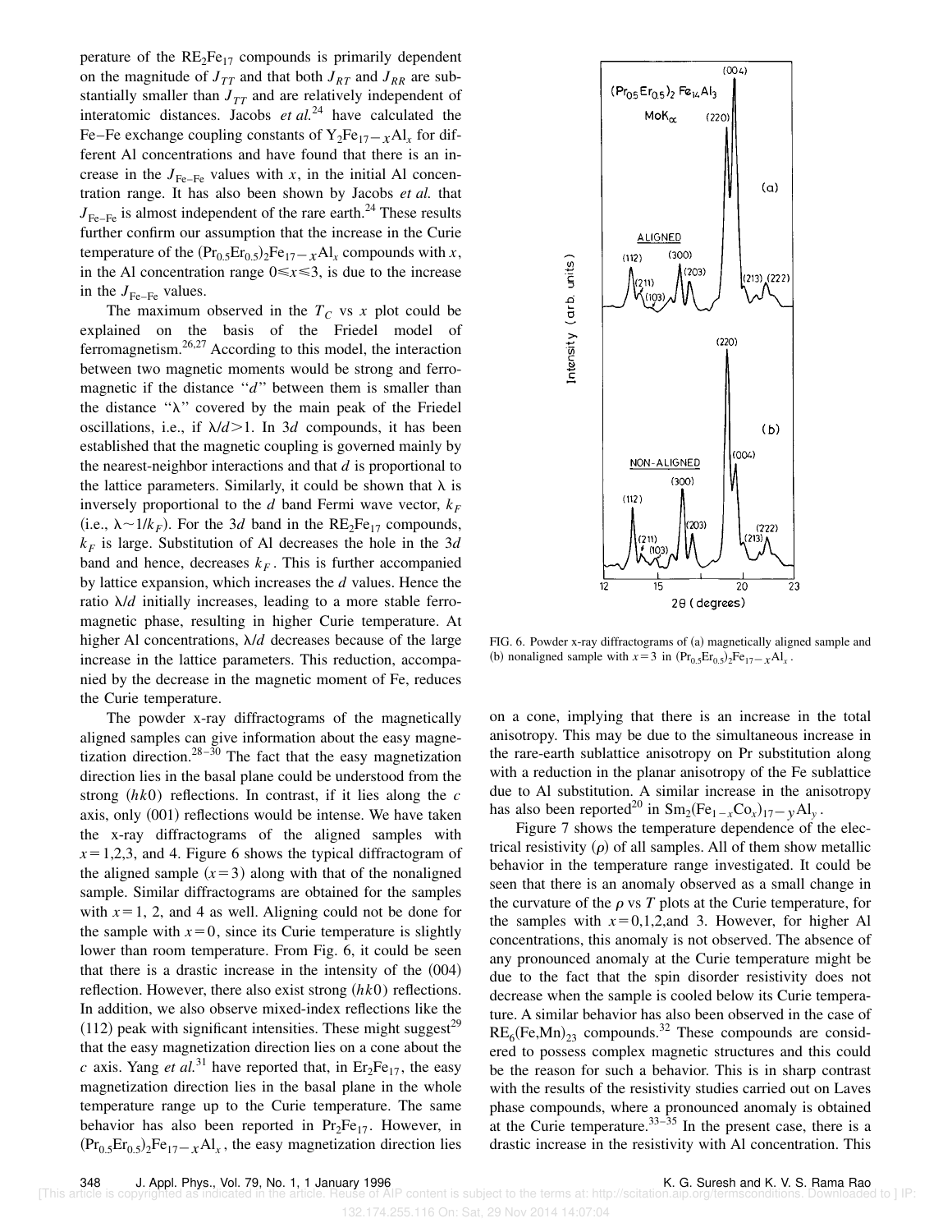perature of the $RE_2Fe_{17}$ compounds is primarily dependent on the magnitude of $J_{TT}$ and that both $J_{RT}$ and $J_{RR}$ are substantially smaller than $J_{TT}$ and are relatively independent of interatomic distances. Jacobs *et al.*[24] have calculated the Fe–Fe exchange coupling constants of $Y_2Fe_{17-x}Al_x$ for different Al concentrations and have found that there is an increase in the $J_{Fe-Fe}$ values with $x$, in the initial Al concentration range. It has also been shown by Jacobs *et al.* that $J_{Fe-Fe}$ is almost independent of the rare earth.[24] These results further confirm our assumption that the increase in the Curie temperature of the $(Pr_{0.5}Er_{0.5})_2Fe_{17-x}Al_x$ compounds with $x$, in the Al concentration range $0 \leq x \leq 3$, is due to the increase in the $J_{Fe-Fe}$ values.

The maximum observed in the $T_C$ vs $x$ plot could be explained on the basis of the Friedel model of ferromagnetism.[26,27] According to this model, the interaction between two magnetic moments would be strong and ferromagnetic if the distance "$d$" between them is smaller than the distance "$\lambda$" covered by the main peak of the Friedel oscillations, i.e., if $\lambda/d > 1$. In 3$d$ compounds, it has been established that the magnetic coupling is governed mainly by the nearest-neighbor interactions and that $d$ is proportional to the lattice parameters. Similarly, it could be shown that $\lambda$ is inversely proportional to the $d$ band Fermi wave vector, $k_F$ (i.e., $\lambda \sim 1/k_F$). For the 3$d$ band in the $RE_2Fe_{17}$ compounds, $k_F$ is large. Substitution of Al decreases the hole in the 3$d$ band and hence, decreases $k_F$. This is further accompanied by lattice expansion, which increases the $d$ values. Hence the ratio $\lambda/d$ initially increases, leading to a more stable ferromagnetic phase, resulting in higher Curie temperature. At higher Al concentrations, $\lambda/d$ decreases because of the large increase in the lattice parameters. This reduction, accompanied by the decrease in the magnetic moment of Fe, reduces the Curie temperature.

The powder x-ray diffractograms of the magnetically aligned samples can give information about the easy magnetization direction.[28–30] The fact that the easy magnetization direction lies in the basal plane could be understood from the strong $(hk0)$ reflections. In contrast, if it lies along the $c$ axis, only $(00l)$ reflections would be intense. We have taken the x-ray diffractograms of the aligned samples with $x=1,2,3$, and 4. Figure 6 shows the typical diffractogram of the aligned sample $(x=3)$ along with that of the nonaligned sample. Similar diffractograms are obtained for the samples with $x=1$, 2, and 4 as well. Aligning could not be done for the sample with $x=0$, since its Curie temperature is slightly lower than room temperature. From Fig. 6, it could be seen that there is a drastic increase in the intensity of the (004) reflection. However, there also exist strong $(hk0)$ reflections. In addition, we also observe mixed-index reflections like the (112) peak with significant intensities. These might suggest[29] that the easy magnetization direction lies on a cone about the $c$ axis. Yang *et al.*[31] have reported that, in $Er_2Fe_{17}$, the easy magnetization direction lies in the basal plane in the whole temperature range up to the Curie temperature. The same behavior has also been reported in $Pr_2Fe_{17}$. However, in $(Pr_{0.5}Er_{0.5})_2Fe_{17-x}Al_x$, the easy magnetization direction lies on a cone, implying that there is an increase in the total anisotropy. This may be due to the simultaneous increase in the rare-earth sublattice anisotropy on Pr substitution along with a reduction in the planar anisotropy of the Fe sublattice due to Al substitution. A similar increase in the anisotropy has also been reported[20] in $Sm_2(Fe_{1-x}Co_x)_{17-y}Al_y$.

FIG. 6. Powder x-ray diffractograms of (a) magnetically aligned sample and (b) nonaligned sample with $x=3$ in $(Pr_{0.5}Er_{0.5})_2Fe_{17-x}Al_x$.

Figure 7 shows the temperature dependence of the electrical resistivity ($\rho$) of all samples. All of them show metallic behavior in the temperature range investigated. It could be seen that there is an anomaly observed as a small change in the curvature of the $\rho$ vs $T$ plots at the Curie temperature, for the samples with $x=0,1,2,$and 3. However, for higher Al concentrations, this anomaly is not observed. The absence of any pronounced anomaly at the Curie temperature might be due to the fact that the spin disorder resistivity does not decrease when the sample is cooled below its Curie temperature. A similar behavior has also been observed in the case of $RE_6(Fe,Mn)_{23}$ compounds.[32] These compounds are considered to possess complex magnetic structures and this could be the reason for such a behavior. This is in sharp contrast with the results of the resistivity studies carried out on Laves phase compounds, where a pronounced anomaly is obtained at the Curie temperature.[33–35] In the present case, there is a drastic increase in the resistivity with Al concentration. This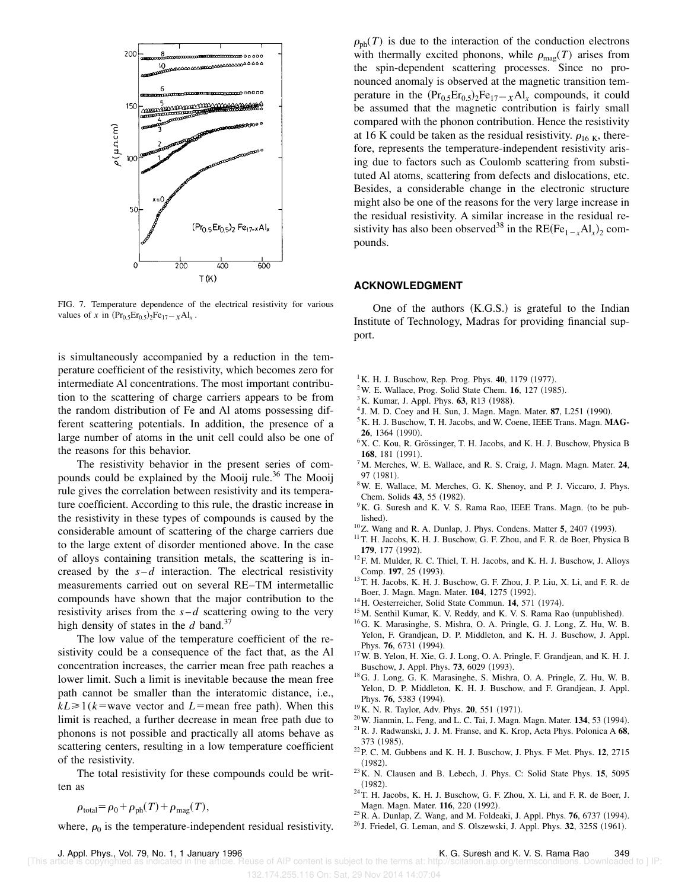FIG. 7. Temperature dependence of the electrical resistivity for various values of $x$ in $(Pr_{0.5}Er_{0.5})_2Fe_{17-x}Al_x$.

is simultaneously accompanied by a reduction in the temperature coefficient of the resistivity, which becomes zero for intermediate Al concentrations. The most important contribution to the scattering of charge carriers appears to be from the random distribution of Fe and Al atoms possessing different scattering potentials. In addition, the presence of a large number of atoms in the unit cell could also be one of the reasons for this behavior.

The resistivity behavior in the present series of compounds could be explained by the Mooij rule.[36] The Mooij rule gives the correlation between resistivity and its temperature coefficient. According to this rule, the drastic increase in the resistivity in these types of compounds is caused by the considerable amount of scattering of the charge carriers due to the large extent of disorder mentioned above. In the case of alloys containing transition metals, the scattering is increased by the $s-d$ interaction. The electrical resistivity measurements carried out on several RE–TM intermetallic compounds have shown that the major contribution to the resistivity arises from the $s-d$ scattering owing to the very high density of states in the $d$ band.[37]

The low value of the temperature coefficient of the resistivity could be a consequence of the fact that, as the Al concentration increases, the carrier mean free path reaches a lower limit. Such a limit is inevitable because the mean free path cannot be smaller than the interatomic distance, i.e., $kL \geq 1$ ($k$=wave vector and $L$=mean free path). When this limit is reached, a further decrease in mean free path due to phonons is not possible and practically all atoms behave as scattering centers, resulting in a low temperature coefficient of the resistivity.

The total resistivity for these compounds could be written as

$$\rho_{total} = \rho_0 + \rho_{ph}(T) + \rho_{mag}(T),$$

where, $\rho_0$ is the temperature-independent residual resistivity. $\rho_{ph}(T)$ is due to the interaction of the conduction electrons with thermally excited phonons, while $\rho_{mag}(T)$ arises from the spin-dependent scattering processes. Since no pronounced anomaly is observed at the magnetic transition temperature in the $(Pr_{0.5}Er_{0.5})_2Fe_{17-x}Al_x$ compounds, it could be assumed that the magnetic contribution is fairly small compared with the phonon contribution. Hence the resistivity at 16 K could be taken as the residual resistivity. $\rho_{16\ K}$, therefore, represents the temperature-independent resistivity arising due to factors such as Coulomb scattering from substituted Al atoms, scattering from defects and dislocations, etc. Besides, a considerable change in the electronic structure might also be one of the reasons for the very large increase in the residual resistivity. A similar increase in the residual resistivity has also been observed[38] in the $RE(Fe_{1-x}Al_x)_2$ compounds.

## ACKNOWLEDGMENT

One of the authors (K.G.S.) is grateful to the Indian Institute of Technology, Madras for providing financial support.

[1] K. H. J. Buschow, Rep. Prog. Phys. **40**, 1179 (1977).
[2] W. E. Wallace, Prog. Solid State Chem. **16**, 127 (1985).
[3] K. Kumar, J. Appl. Phys. **63**, R13 (1988).
[4] J. M. D. Coey and H. Sun, J. Magn. Magn. Mater. **87**, L251 (1990).
[5] K. H. J. Buschow, T. H. Jacobs, and W. Coene, IEEE Trans. Magn. **MAG-26**, 1364 (1990).
[6] X. C. Kou, R. Grössinger, T. H. Jacobs, and K. H. J. Buschow, Physica B **168**, 181 (1991).
[7] M. Merches, W. E. Wallace, and R. S. Craig, J. Magn. Magn. Mater. **24**, 97 (1981).
[8] W. E. Wallace, M. Merches, G. K. Shenoy, and P. J. Viccaro, J. Phys. Chem. Solids **43**, 55 (1982).
[9] K. G. Suresh and K. V. S. Rama Rao, IEEE Trans. Magn. (to be published).
[10] Z. Wang and R. A. Dunlap, J. Phys. Condens. Matter **5**, 2407 (1993).
[11] T. H. Jacobs, K. H. J. Buschow, G. F. Zhou, and F. R. de Boer, Physica B **179**, 177 (1992).
[12] F. M. Mulder, R. C. Thiel, T. H. Jacobs, and K. H. J. Buschow, J. Alloys Comp. **197**, 25 (1993).
[13] T. H. Jacobs, K. H. J. Buschow, G. F. Zhou, J. P. Liu, X. Li, and F. R. de Boer, J. Magn. Magn. Mater. **104**, 1275 (1992).
[14] H. Oesterreicher, Solid State Commun. **14**, 571 (1974).
[15] M. Senthil Kumar, K. V. Reddy, and K. V. S. Rama Rao (unpublished).
[16] G. K. Marasinghe, S. Mishra, O. A. Pringle, G. J. Long, Z. Hu, W. B. Yelon, F. Grandjean, D. P. Middleton, and K. H. J. Buschow, J. Appl. Phys. **76**, 6731 (1994).
[17] W. B. Yelon, H. Xie, G. J. Long, O. A. Pringle, F. Grandjean, and K. H. J. Buschow, J. Appl. Phys. **73**, 6029 (1993).
[18] G. J. Long, G. K. Marasinghe, S. Mishra, O. A. Pringle, Z. Hu, W. B. Yelon, D. P. Middleton, K. H. J. Buschow, and F. Grandjean, J. Appl. Phys. **76**, 5383 (1994).
[19] K. N. R. Taylor, Adv. Phys. **20**, 551 (1971).
[20] W. Jianmin, L. Feng, and L. C. Tai, J. Magn. Magn. Mater. **134**, 53 (1994).
[21] R. J. Radwanski, J. J. M. Franse, and K. Krop, Acta Phys. Polonica A **68**, 373 (1985).
[22] P. C. M. Gubbens and K. H. J. Buschow, J. Phys. F Met. Phys. **12**, 2715 (1982).
[23] K. N. Clausen and B. Lebech, J. Phys. C: Solid State Phys. **15**, 5095 (1982).
[24] T. H. Jacobs, K. H. J. Buschow, G. F. Zhou, X. Li, and F. R. de Boer, J. Magn. Magn. Mater. **116**, 220 (1992).
[25] R. A. Dunlap, Z. Wang, and M. Foldeaki, J. Appl. Phys. **76**, 6737 (1994).
[26] J. Friedel, G. Leman, and S. Olszewski, J. Appl. Phys. **32**, 325S (1961).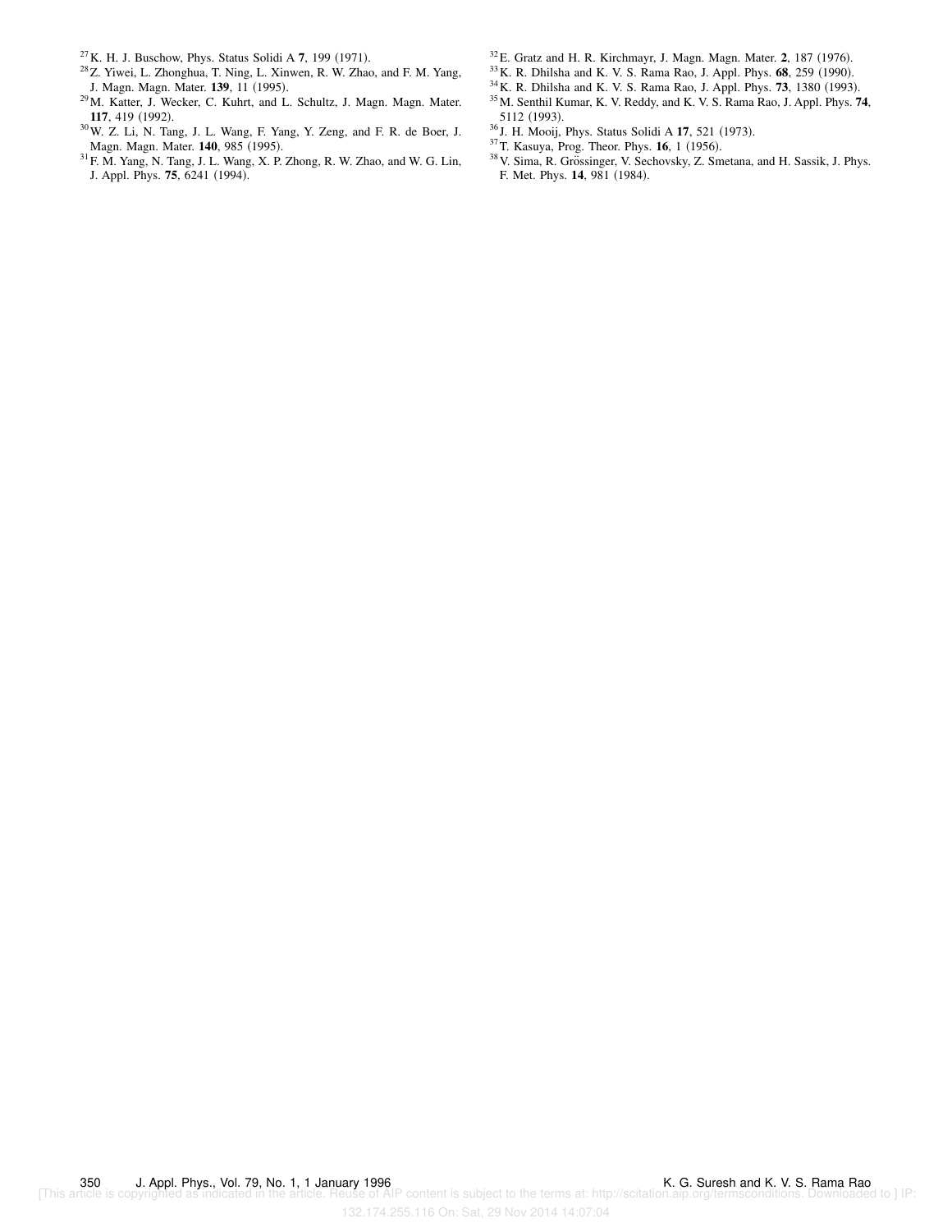[27] K. H. J. Buschow, Phys. Status Solidi A **7**, 199 (1971).

[28] Z. Yiwei, L. Zhonghua, T. Ning, L. Xinwen, R. W. Zhao, and F. M. Yang, J. Magn. Magn. Mater. **139**, 11 (1995).

[29] M. Katter, J. Wecker, C. Kuhrt, and L. Schultz, J. Magn. Magn. Mater. **117**, 419 (1992).

[30] W. Z. Li, N. Tang, J. L. Wang, F. Yang, Y. Zeng, and F. R. de Boer, J. Magn. Magn. Mater. **140**, 985 (1995).

[31] F. M. Yang, N. Tang, J. L. Wang, X. P. Zhong, R. W. Zhao, and W. G. Lin, J. Appl. Phys. **75**, 6241 (1994).

[32] E. Gratz and H. R. Kirchmayr, J. Magn. Magn. Mater. **2**, 187 (1976).

[33] K. R. Dhilsha and K. V. S. Rama Rao, J. Appl. Phys. **68**, 259 (1990).

[34] K. R. Dhilsha and K. V. S. Rama Rao, J. Appl. Phys. **73**, 1380 (1993).

[35] M. Senthil Kumar, K. V. Reddy, and K. V. S. Rama Rao, J. Appl. Phys. **74**, 5112 (1993).

[36] J. H. Mooij, Phys. Status Solidi A **17**, 521 (1973).

[37] T. Kasuya, Prog. Theor. Phys. **16**, 1 (1956).

[38] V. Sima, R. Grössinger, V. Sechovsky, Z. Smetana, and H. Sassik, J. Phys. F. Met. Phys. **14**, 981 (1984).